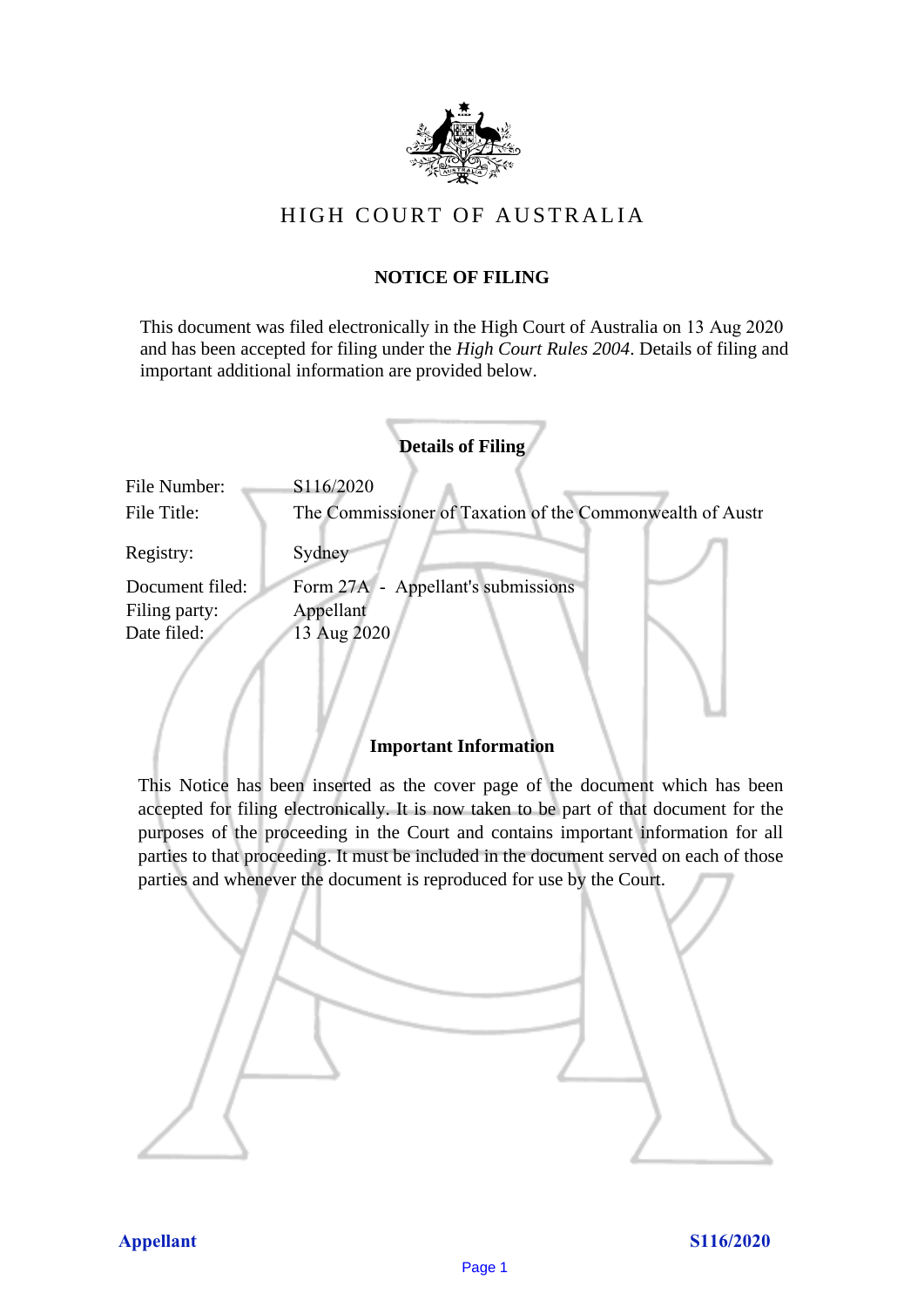# HIGH COURT OF AUSTRALIA

## NOTICE OF FILING

This document was filed electronically in the High Court of Australia on 13 Aug 2020 and has been accepted for filing under the *High Court Rules 2004*. Details of filing and important additional information are provided below.

### Details of Filing

| | |
|---|---|
| File Number: | S116/2020 |
| File Title: | The Commissioner of Taxation of the Commonwealth of Austr |
| Registry: | Sydney |
| Document filed: | Form 27A - Appellant's submissions |
| Filing party: | Appellant |
| Date filed: | 13 Aug 2020 |

### Important Information

This Notice has been inserted as the cover page of the document which has been accepted for filing electronically. It is now taken to be part of that document for the purposes of the proceeding in the Court and contains important information for all parties to that proceeding. It must be included in the document served on each of those parties and whenever the document is reproduced for use by the Court.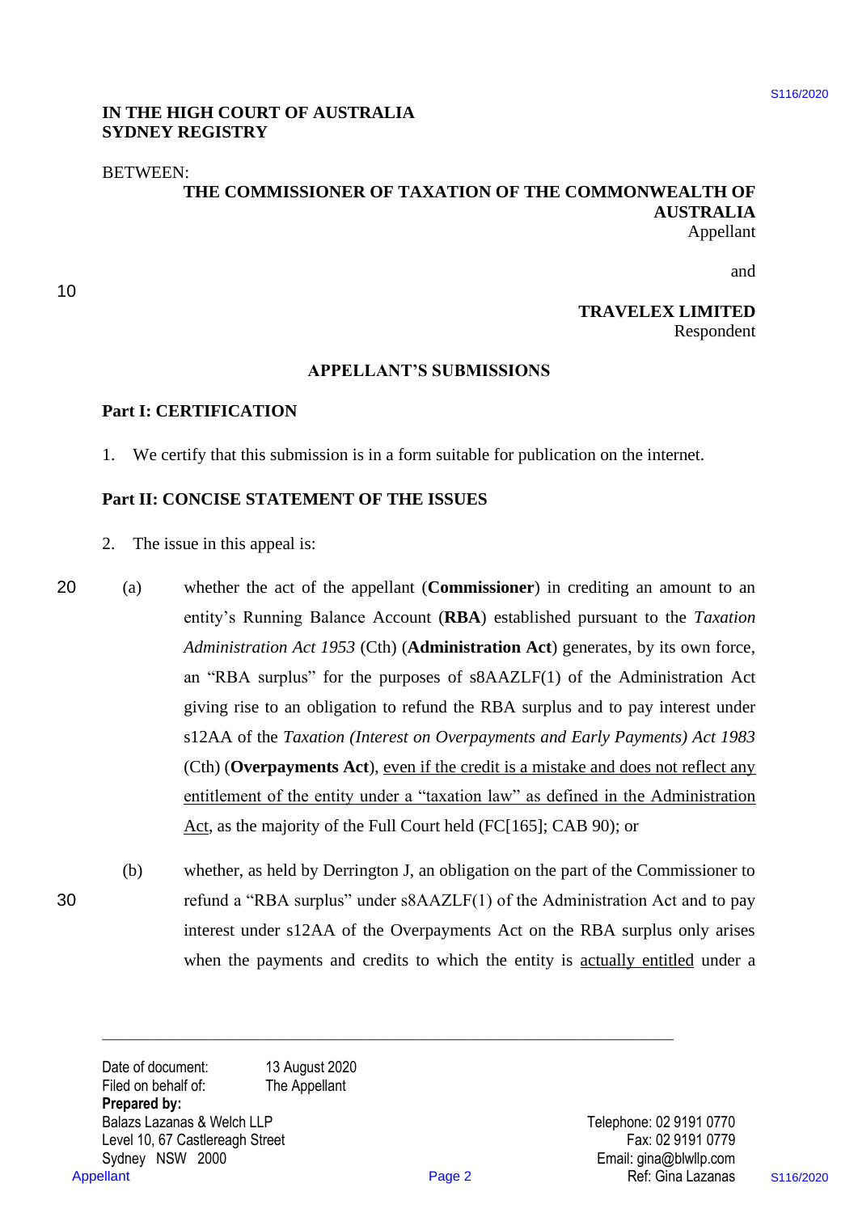IN THE HIGH COURT OF AUSTRALIA
SYDNEY REGISTRY

BETWEEN:

**THE COMMISSIONER OF TAXATION OF THE COMMONWEALTH OF AUSTRALIA**
Appellant

and

**TRAVELEX LIMITED**
Respondent

# APPELLANT'S SUBMISSIONS

## Part I: CERTIFICATION

1. We certify that this submission is in a form suitable for publication on the internet.

## Part II: CONCISE STATEMENT OF THE ISSUES

2. The issue in this appeal is:

   (a) whether the act of the appellant (**Commissioner**) in crediting an amount to an entity's Running Balance Account (**RBA**) established pursuant to the *Taxation Administration Act 1953* (Cth) (**Administration Act**) generates, by its own force, an "RBA surplus" for the purposes of s8AAZLF(1) of the Administration Act giving rise to an obligation to refund the RBA surplus and to pay interest under s12AA of the *Taxation (Interest on Overpayments and Early Payments) Act 1983* (Cth) (**Overpayments Act**), <u>even if the credit is a mistake and does not reflect any entitlement of the entity under a "taxation law" as defined in the Administration Act</u>, as the majority of the Full Court held (FC[165]; CAB 90); or

   (b) whether, as held by Derrington J, an obligation on the part of the Commissioner to refund a "RBA surplus" under s8AAZLF(1) of the Administration Act and to pay interest under s12AA of the Overpayments Act on the RBA surplus only arises when the payments and credits to which the entity is <u>actually entitled</u> under a

---

Date of document: 13 August 2020
Filed on behalf of: The Appellant
**Prepared by:**
Balazs Lazanas & Welch LLP
Level 10, 67 Castlereagh Street
Sydney NSW 2000

Telephone: 02 9191 0770
Fax: 02 9191 0779
Email: gina@blwllp.com
Ref: Gina Lazanas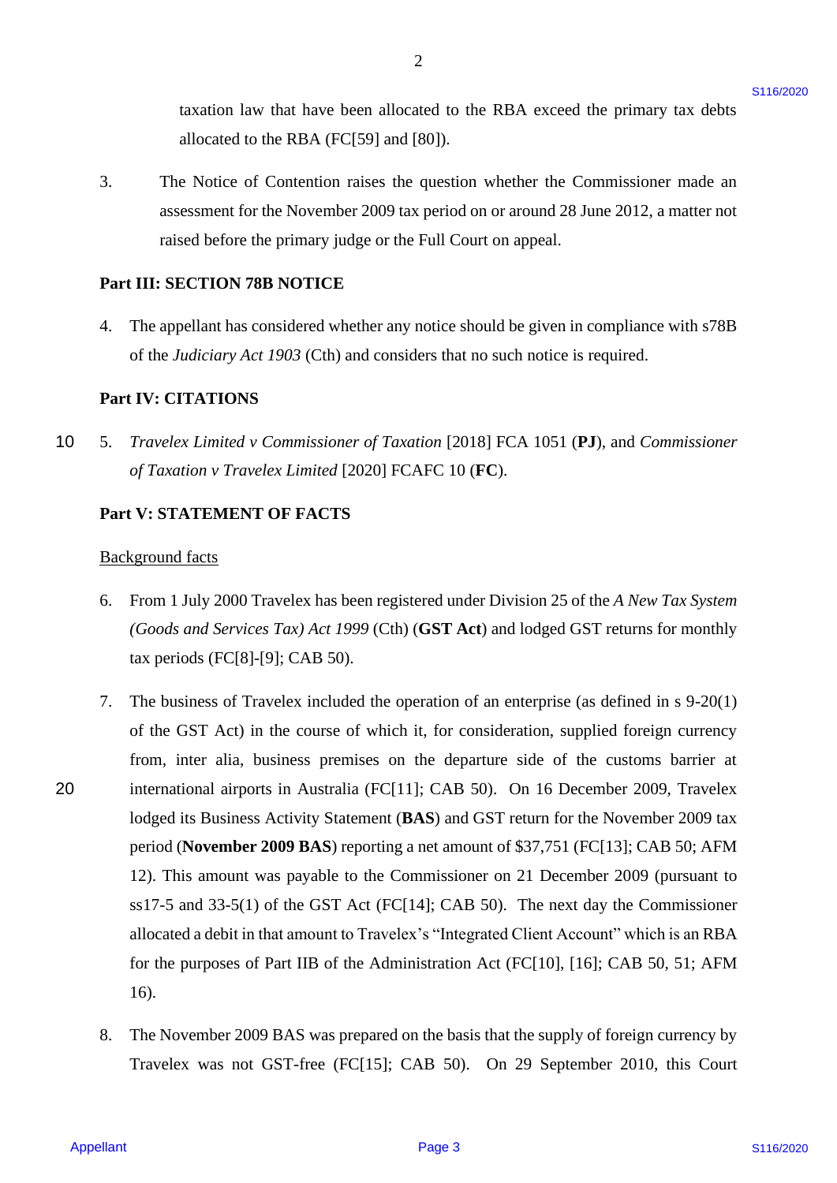taxation law that have been allocated to the RBA exceed the primary tax debts allocated to the RBA (FC[59] and [80]).

3. The Notice of Contention raises the question whether the Commissioner made an assessment for the November 2009 tax period on or around 28 June 2012, a matter not raised before the primary judge or the Full Court on appeal.

## Part III: SECTION 78B NOTICE

4. The appellant has considered whether any notice should be given in compliance with s78B of the *Judiciary Act 1903* (Cth) and considers that no such notice is required.

## Part IV: CITATIONS

5. *Travelex Limited v Commissioner of Taxation* [2018] FCA 1051 (**PJ**), and *Commissioner of Taxation v Travelex Limited* [2020] FCAFC 10 (**FC**).

## Part V: STATEMENT OF FACTS

Background facts

6. From 1 July 2000 Travelex has been registered under Division 25 of the *A New Tax System (Goods and Services Tax) Act 1999* (Cth) (**GST Act**) and lodged GST returns for monthly tax periods (FC[8]-[9]; CAB 50).

7. The business of Travelex included the operation of an enterprise (as defined in s 9-20(1) of the GST Act) in the course of which it, for consideration, supplied foreign currency from, inter alia, business premises on the departure side of the customs barrier at international airports in Australia (FC[11]; CAB 50). On 16 December 2009, Travelex lodged its Business Activity Statement (**BAS**) and GST return for the November 2009 tax period (**November 2009 BAS**) reporting a net amount of $37,751 (FC[13]; CAB 50; AFM 12). This amount was payable to the Commissioner on 21 December 2009 (pursuant to ss17-5 and 33-5(1) of the GST Act (FC[14]; CAB 50). The next day the Commissioner allocated a debit in that amount to Travelex's "Integrated Client Account" which is an RBA for the purposes of Part IIB of the Administration Act (FC[10], [16]; CAB 50, 51; AFM 16).

8. The November 2009 BAS was prepared on the basis that the supply of foreign currency by Travelex was not GST-free (FC[15]; CAB 50). On 29 September 2010, this Court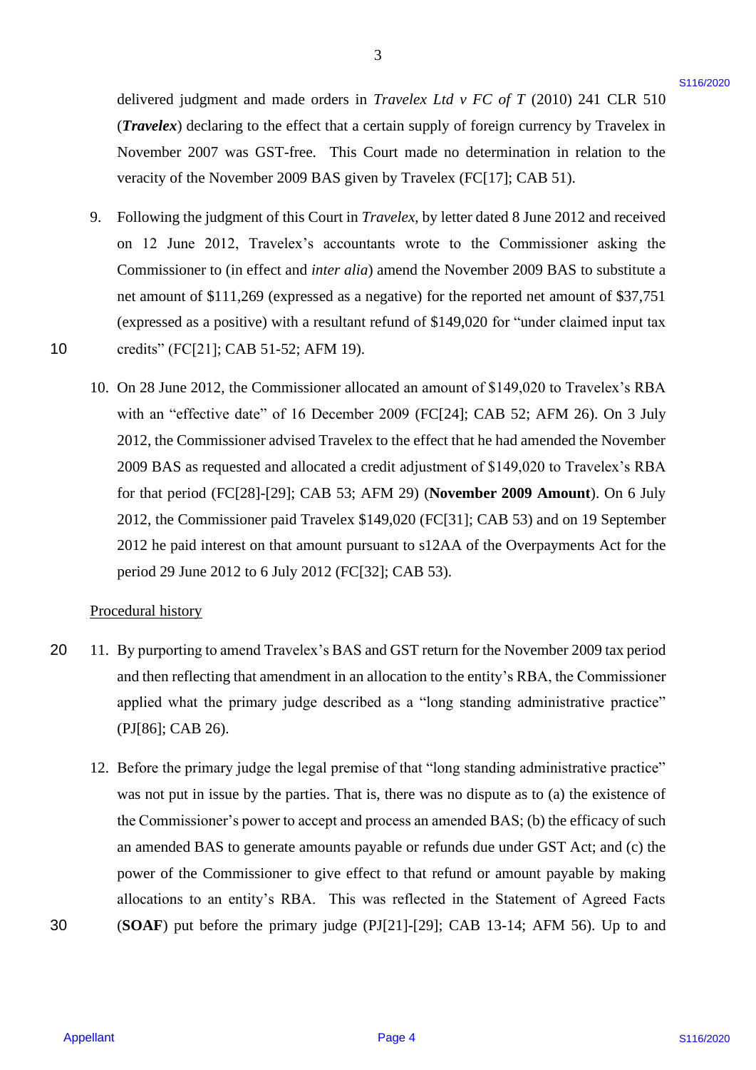delivered judgment and made orders in *Travelex Ltd v FC of T* (2010) 241 CLR 510 (***Travelex***) declaring to the effect that a certain supply of foreign currency by Travelex in November 2007 was GST-free. This Court made no determination in relation to the veracity of the November 2009 BAS given by Travelex (FC[17]; CAB 51).

9. Following the judgment of this Court in *Travelex*, by letter dated 8 June 2012 and received on 12 June 2012, Travelex's accountants wrote to the Commissioner asking the Commissioner to (in effect and *inter alia*) amend the November 2009 BAS to substitute a net amount of $111,269 (expressed as a negative) for the reported net amount of $37,751 (expressed as a positive) with a resultant refund of $149,020 for "under claimed input tax credits" (FC[21]; CAB 51-52; AFM 19).

10. On 28 June 2012, the Commissioner allocated an amount of $149,020 to Travelex's RBA with an "effective date" of 16 December 2009 (FC[24]; CAB 52; AFM 26). On 3 July 2012, the Commissioner advised Travelex to the effect that he had amended the November 2009 BAS as requested and allocated a credit adjustment of $149,020 to Travelex's RBA for that period (FC[28]-[29]; CAB 53; AFM 29) (**November 2009 Amount**). On 6 July 2012, the Commissioner paid Travelex $149,020 (FC[31]; CAB 53) and on 19 September 2012 he paid interest on that amount pursuant to s12AA of the Overpayments Act for the period 29 June 2012 to 6 July 2012 (FC[32]; CAB 53).

Procedural history

11. By purporting to amend Travelex's BAS and GST return for the November 2009 tax period and then reflecting that amendment in an allocation to the entity's RBA, the Commissioner applied what the primary judge described as a "long standing administrative practice" (PJ[86]; CAB 26).

12. Before the primary judge the legal premise of that "long standing administrative practice" was not put in issue by the parties. That is, there was no dispute as to (a) the existence of the Commissioner's power to accept and process an amended BAS; (b) the efficacy of such an amended BAS to generate amounts payable or refunds due under GST Act; and (c) the power of the Commissioner to give effect to that refund or amount payable by making allocations to an entity's RBA. This was reflected in the Statement of Agreed Facts (**SOAF**) put before the primary judge (PJ[21]-[29]; CAB 13-14; AFM 56). Up to and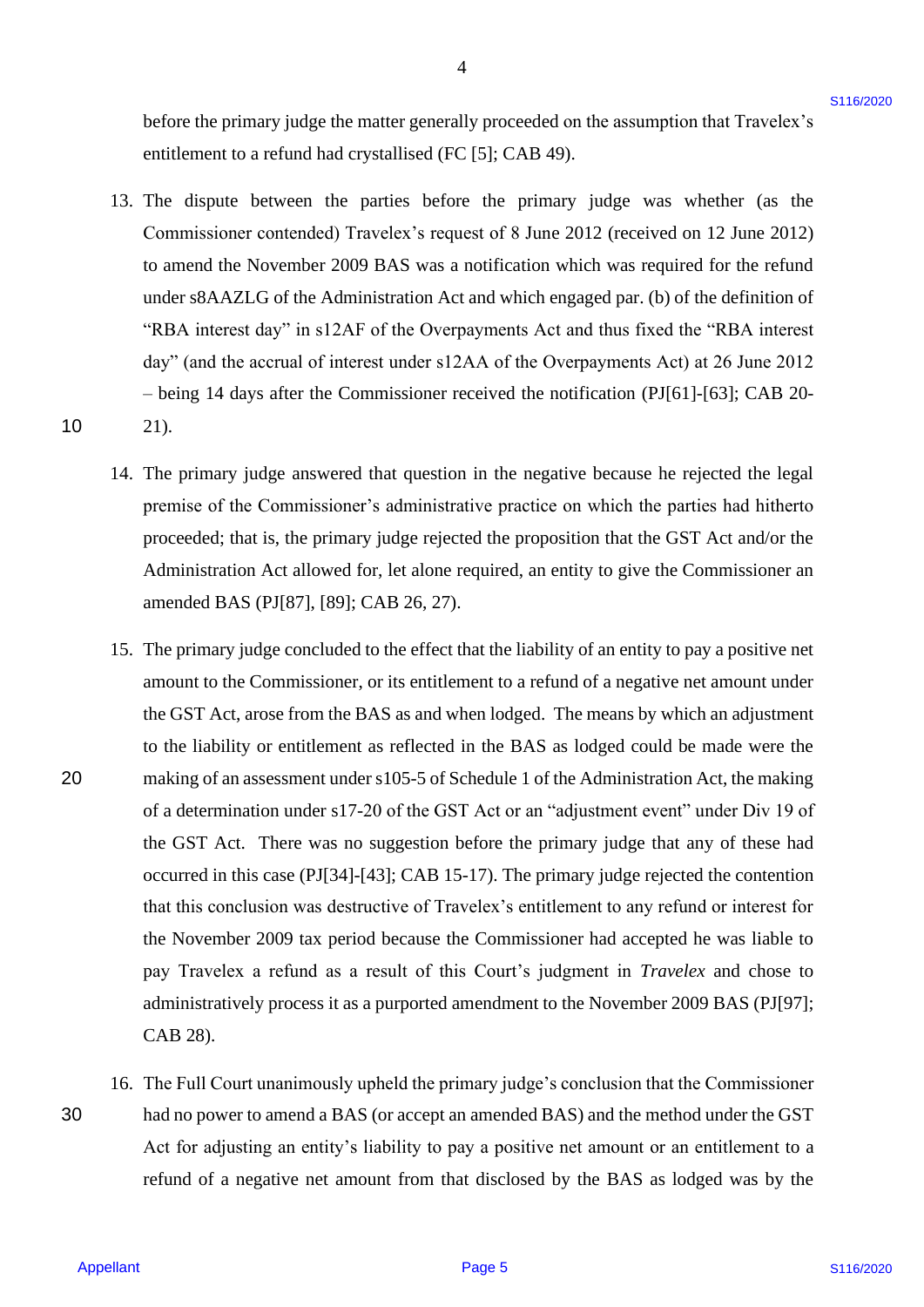before the primary judge the matter generally proceeded on the assumption that Travelex's entitlement to a refund had crystallised (FC [5]; CAB 49).

13. The dispute between the parties before the primary judge was whether (as the Commissioner contended) Travelex's request of 8 June 2012 (received on 12 June 2012) to amend the November 2009 BAS was a notification which was required for the refund under s8AAZLG of the Administration Act and which engaged par. (b) of the definition of "RBA interest day" in s12AF of the Overpayments Act and thus fixed the "RBA interest day" (and the accrual of interest under s12AA of the Overpayments Act) at 26 June 2012 – being 14 days after the Commissioner received the notification (PJ[61]-[63]; CAB 20-21).

14. The primary judge answered that question in the negative because he rejected the legal premise of the Commissioner's administrative practice on which the parties had hitherto proceeded; that is, the primary judge rejected the proposition that the GST Act and/or the Administration Act allowed for, let alone required, an entity to give the Commissioner an amended BAS (PJ[87], [89]; CAB 26, 27).

15. The primary judge concluded to the effect that the liability of an entity to pay a positive net amount to the Commissioner, or its entitlement to a refund of a negative net amount under the GST Act, arose from the BAS as and when lodged. The means by which an adjustment to the liability or entitlement as reflected in the BAS as lodged could be made were the making of an assessment under s105-5 of Schedule 1 of the Administration Act, the making of a determination under s17-20 of the GST Act or an "adjustment event" under Div 19 of the GST Act. There was no suggestion before the primary judge that any of these had occurred in this case (PJ[34]-[43]; CAB 15-17). The primary judge rejected the contention that this conclusion was destructive of Travelex's entitlement to any refund or interest for the November 2009 tax period because the Commissioner had accepted he was liable to pay Travelex a refund as a result of this Court's judgment in *Travelex* and chose to administratively process it as a purported amendment to the November 2009 BAS (PJ[97]; CAB 28).

16. The Full Court unanimously upheld the primary judge's conclusion that the Commissioner had no power to amend a BAS (or accept an amended BAS) and the method under the GST Act for adjusting an entity's liability to pay a positive net amount or an entitlement to a refund of a negative net amount from that disclosed by the BAS as lodged was by the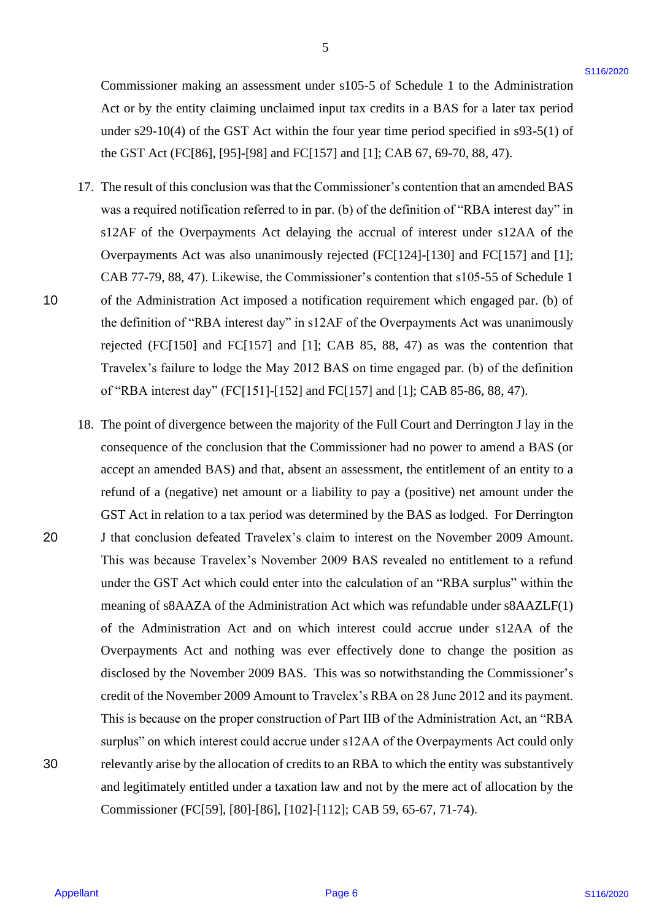Commissioner making an assessment under s105-5 of Schedule 1 to the Administration Act or by the entity claiming unclaimed input tax credits in a BAS for a later tax period under s29-10(4) of the GST Act within the four year time period specified in s93-5(1) of the GST Act (FC[86], [95]-[98] and FC[157] and [1]; CAB 67, 69-70, 88, 47).

17. The result of this conclusion was that the Commissioner's contention that an amended BAS was a required notification referred to in par. (b) of the definition of "RBA interest day" in s12AF of the Overpayments Act delaying the accrual of interest under s12AA of the Overpayments Act was also unanimously rejected (FC[124]-[130] and FC[157] and [1]; CAB 77-79, 88, 47). Likewise, the Commissioner's contention that s105-55 of Schedule 1 of the Administration Act imposed a notification requirement which engaged par. (b) of the definition of "RBA interest day" in s12AF of the Overpayments Act was unanimously rejected (FC[150] and FC[157] and [1]; CAB 85, 88, 47) as was the contention that Travelex's failure to lodge the May 2012 BAS on time engaged par. (b) of the definition of "RBA interest day" (FC[151]-[152] and FC[157] and [1]; CAB 85-86, 88, 47).

18. The point of divergence between the majority of the Full Court and Derrington J lay in the consequence of the conclusion that the Commissioner had no power to amend a BAS (or accept an amended BAS) and that, absent an assessment, the entitlement of an entity to a refund of a (negative) net amount or a liability to pay a (positive) net amount under the GST Act in relation to a tax period was determined by the BAS as lodged. For Derrington J that conclusion defeated Travelex's claim to interest on the November 2009 Amount. This was because Travelex's November 2009 BAS revealed no entitlement to a refund under the GST Act which could enter into the calculation of an "RBA surplus" within the meaning of s8AAZA of the Administration Act which was refundable under s8AAZLF(1) of the Administration Act and on which interest could accrue under s12AA of the Overpayments Act and nothing was ever effectively done to change the position as disclosed by the November 2009 BAS. This was so notwithstanding the Commissioner's credit of the November 2009 Amount to Travelex's RBA on 28 June 2012 and its payment. This is because on the proper construction of Part IIB of the Administration Act, an "RBA surplus" on which interest could accrue under s12AA of the Overpayments Act could only relevantly arise by the allocation of credits to an RBA to which the entity was substantively and legitimately entitled under a taxation law and not by the mere act of allocation by the Commissioner (FC[59], [80]-[86], [102]-[112]; CAB 59, 65-67, 71-74).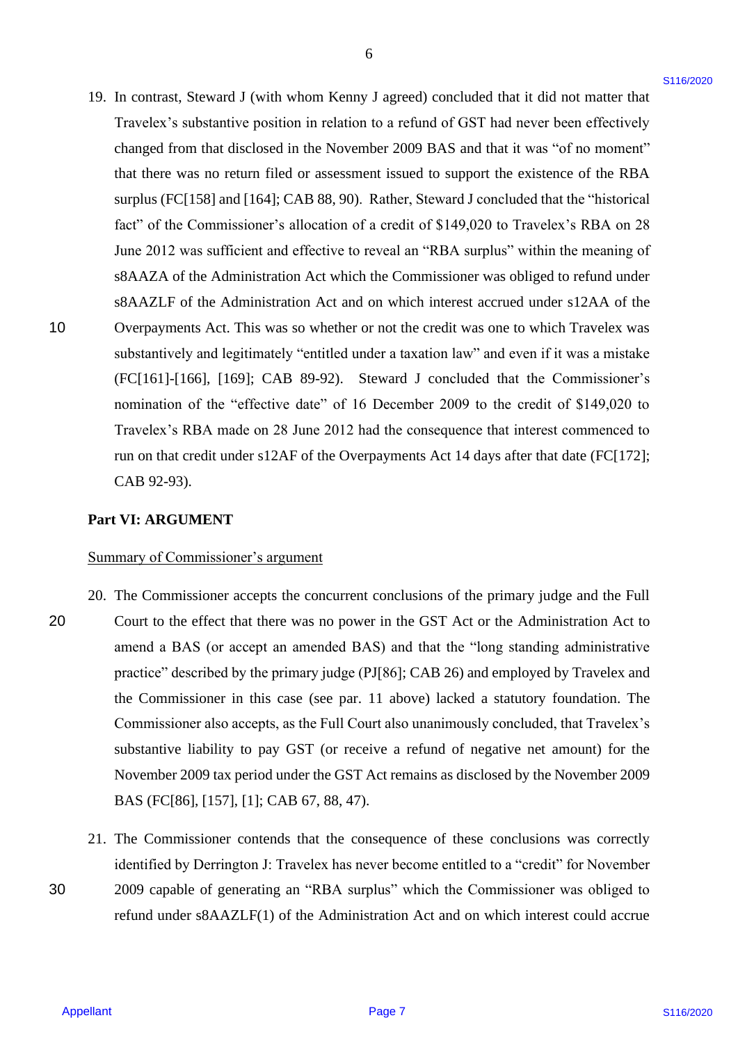19. In contrast, Steward J (with whom Kenny J agreed) concluded that it did not matter that Travelex's substantive position in relation to a refund of GST had never been effectively changed from that disclosed in the November 2009 BAS and that it was "of no moment" that there was no return filed or assessment issued to support the existence of the RBA surplus (FC[158] and [164]; CAB 88, 90). Rather, Steward J concluded that the "historical fact" of the Commissioner's allocation of a credit of $149,020 to Travelex's RBA on 28 June 2012 was sufficient and effective to reveal an "RBA surplus" within the meaning of s8AAZA of the Administration Act which the Commissioner was obliged to refund under s8AAZLF of the Administration Act and on which interest accrued under s12AA of the Overpayments Act. This was so whether or not the credit was one to which Travelex was substantively and legitimately "entitled under a taxation law" and even if it was a mistake (FC[161]-[166], [169]; CAB 89-92). Steward J concluded that the Commissioner's nomination of the "effective date" of 16 December 2009 to the credit of $149,020 to Travelex's RBA made on 28 June 2012 had the consequence that interest commenced to run on that credit under s12AF of the Overpayments Act 14 days after that date (FC[172]; CAB 92-93).

**Part VI: ARGUMENT**

Summary of Commissioner's argument

20. The Commissioner accepts the concurrent conclusions of the primary judge and the Full Court to the effect that there was no power in the GST Act or the Administration Act to amend a BAS (or accept an amended BAS) and that the "long standing administrative practice" described by the primary judge (PJ[86]; CAB 26) and employed by Travelex and the Commissioner in this case (see par. 11 above) lacked a statutory foundation. The Commissioner also accepts, as the Full Court also unanimously concluded, that Travelex's substantive liability to pay GST (or receive a refund of negative net amount) for the November 2009 tax period under the GST Act remains as disclosed by the November 2009 BAS (FC[86], [157], [1]; CAB 67, 88, 47).

21. The Commissioner contends that the consequence of these conclusions was correctly identified by Derrington J: Travelex has never become entitled to a "credit" for November 2009 capable of generating an "RBA surplus" which the Commissioner was obliged to refund under s8AAZLF(1) of the Administration Act and on which interest could accrue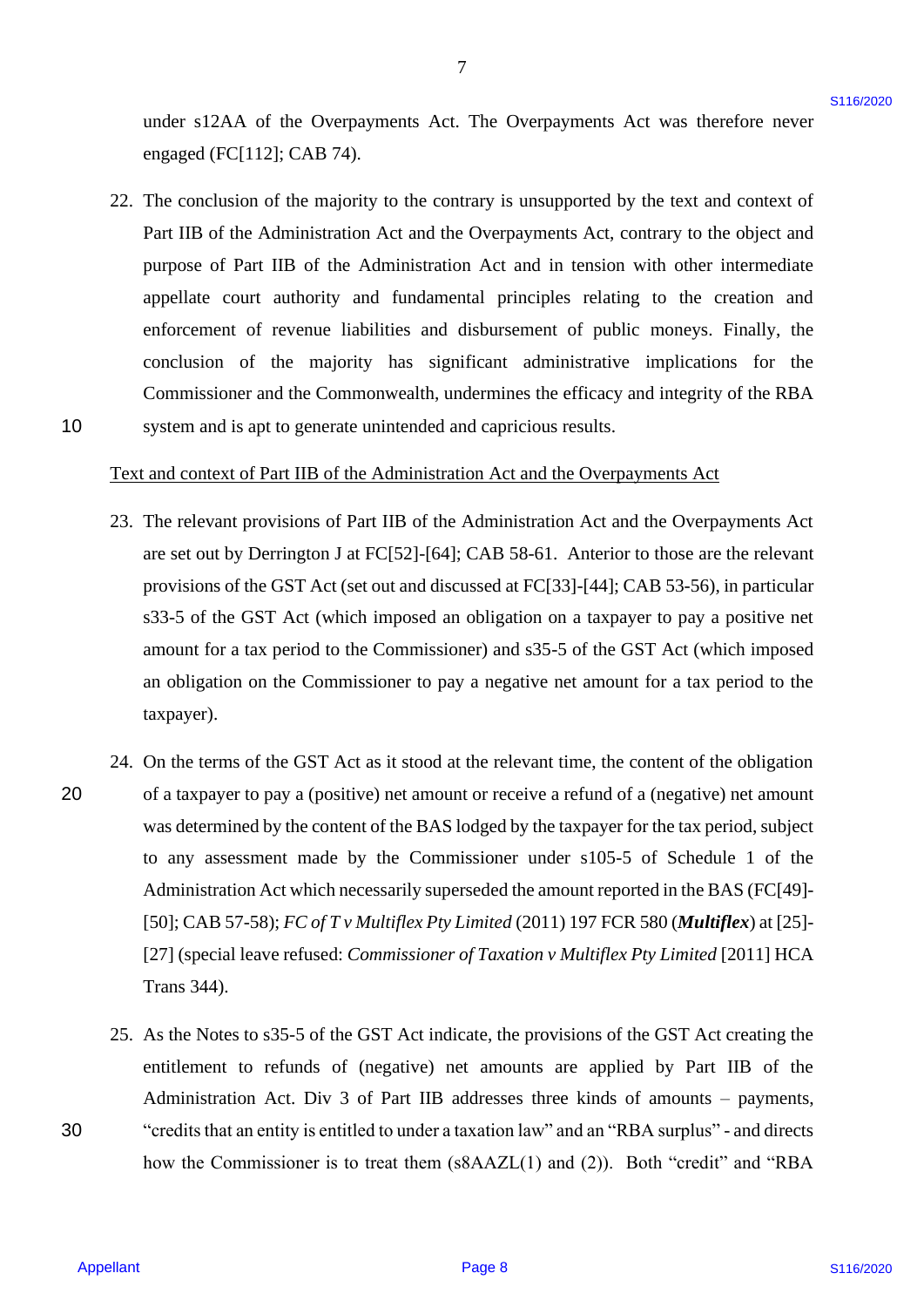under s12AA of the Overpayments Act. The Overpayments Act was therefore never engaged (FC[112]; CAB 74).

22. The conclusion of the majority to the contrary is unsupported by the text and context of Part IIB of the Administration Act and the Overpayments Act, contrary to the object and purpose of Part IIB of the Administration Act and in tension with other intermediate appellate court authority and fundamental principles relating to the creation and enforcement of revenue liabilities and disbursement of public moneys. Finally, the conclusion of the majority has significant administrative implications for the Commissioner and the Commonwealth, undermines the efficacy and integrity of the RBA system and is apt to generate unintended and capricious results.

<u>Text and context of Part IIB of the Administration Act and the Overpayments Act</u>

23. The relevant provisions of Part IIB of the Administration Act and the Overpayments Act are set out by Derrington J at FC[52]-[64]; CAB 58-61. Anterior to those are the relevant provisions of the GST Act (set out and discussed at FC[33]-[44]; CAB 53-56), in particular s33-5 of the GST Act (which imposed an obligation on a taxpayer to pay a positive net amount for a tax period to the Commissioner) and s35-5 of the GST Act (which imposed an obligation on the Commissioner to pay a negative net amount for a tax period to the taxpayer).

24. On the terms of the GST Act as it stood at the relevant time, the content of the obligation of a taxpayer to pay a (positive) net amount or receive a refund of a (negative) net amount was determined by the content of the BAS lodged by the taxpayer for the tax period, subject to any assessment made by the Commissioner under s105-5 of Schedule 1 of the Administration Act which necessarily superseded the amount reported in the BAS (FC[49]-[50]; CAB 57-58); *FC of T v Multiflex Pty Limited* (2011) 197 FCR 580 (***Multiflex***) at [25]-[27] (special leave refused: *Commissioner of Taxation v Multiflex Pty Limited* [2011] HCA Trans 344).

25. As the Notes to s35-5 of the GST Act indicate, the provisions of the GST Act creating the entitlement to refunds of (negative) net amounts are applied by Part IIB of the Administration Act. Div 3 of Part IIB addresses three kinds of amounts – payments, "credits that an entity is entitled to under a taxation law" and an "RBA surplus" - and directs how the Commissioner is to treat them (s8AAZL(1) and (2)). Both "credit" and "RBA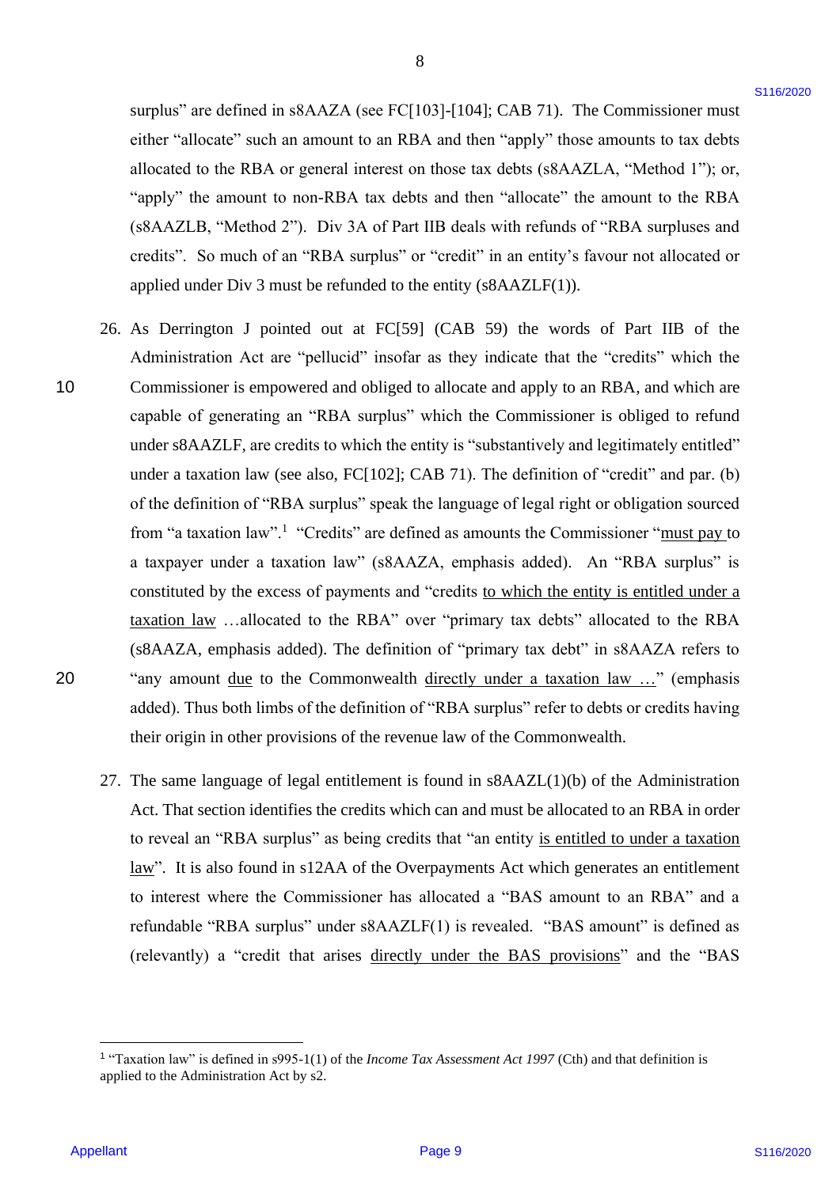surplus" are defined in s8AAZA (see FC[103]-[104]; CAB 71). The Commissioner must either "allocate" such an amount to an RBA and then "apply" those amounts to tax debts allocated to the RBA or general interest on those tax debts (s8AAZLA, "Method 1"); or, "apply" the amount to non-RBA tax debts and then "allocate" the amount to the RBA (s8AAZLB, "Method 2"). Div 3A of Part IIB deals with refunds of "RBA surpluses and credits". So much of an "RBA surplus" or "credit" in an entity's favour not allocated or applied under Div 3 must be refunded to the entity (s8AAZLF(1)).

26. As Derrington J pointed out at FC[59] (CAB 59) the words of Part IIB of the Administration Act are "pellucid" insofar as they indicate that the "credits" which the Commissioner is empowered and obliged to allocate and apply to an RBA, and which are capable of generating an "RBA surplus" which the Commissioner is obliged to refund under s8AAZLF, are credits to which the entity is "substantively and legitimately entitled" under a taxation law (see also, FC[102]; CAB 71). The definition of "credit" and par. (b) of the definition of "RBA surplus" speak the language of legal right or obligation sourced from "a taxation law".[1] "Credits" are defined as amounts the Commissioner "must pay to a taxpayer under a taxation law" (s8AAZA, emphasis added). An "RBA surplus" is constituted by the excess of payments and "credits to which the entity is entitled under a taxation law …allocated to the RBA" over "primary tax debts" allocated to the RBA (s8AAZA, emphasis added). The definition of "primary tax debt" in s8AAZA refers to "any amount due to the Commonwealth directly under a taxation law …" (emphasis added). Thus both limbs of the definition of "RBA surplus" refer to debts or credits having their origin in other provisions of the revenue law of the Commonwealth.

27. The same language of legal entitlement is found in s8AAZL(1)(b) of the Administration Act. That section identifies the credits which can and must be allocated to an RBA in order to reveal an "RBA surplus" as being credits that "an entity is entitled to under a taxation law". It is also found in s12AA of the Overpayments Act which generates an entitlement to interest where the Commissioner has allocated a "BAS amount to an RBA" and a refundable "RBA surplus" under s8AAZLF(1) is revealed. "BAS amount" is defined as (relevantly) a "credit that arises directly under the BAS provisions" and the "BAS

[1] "Taxation law" is defined in s995-1(1) of the *Income Tax Assessment Act 1997* (Cth) and that definition is applied to the Administration Act by s2.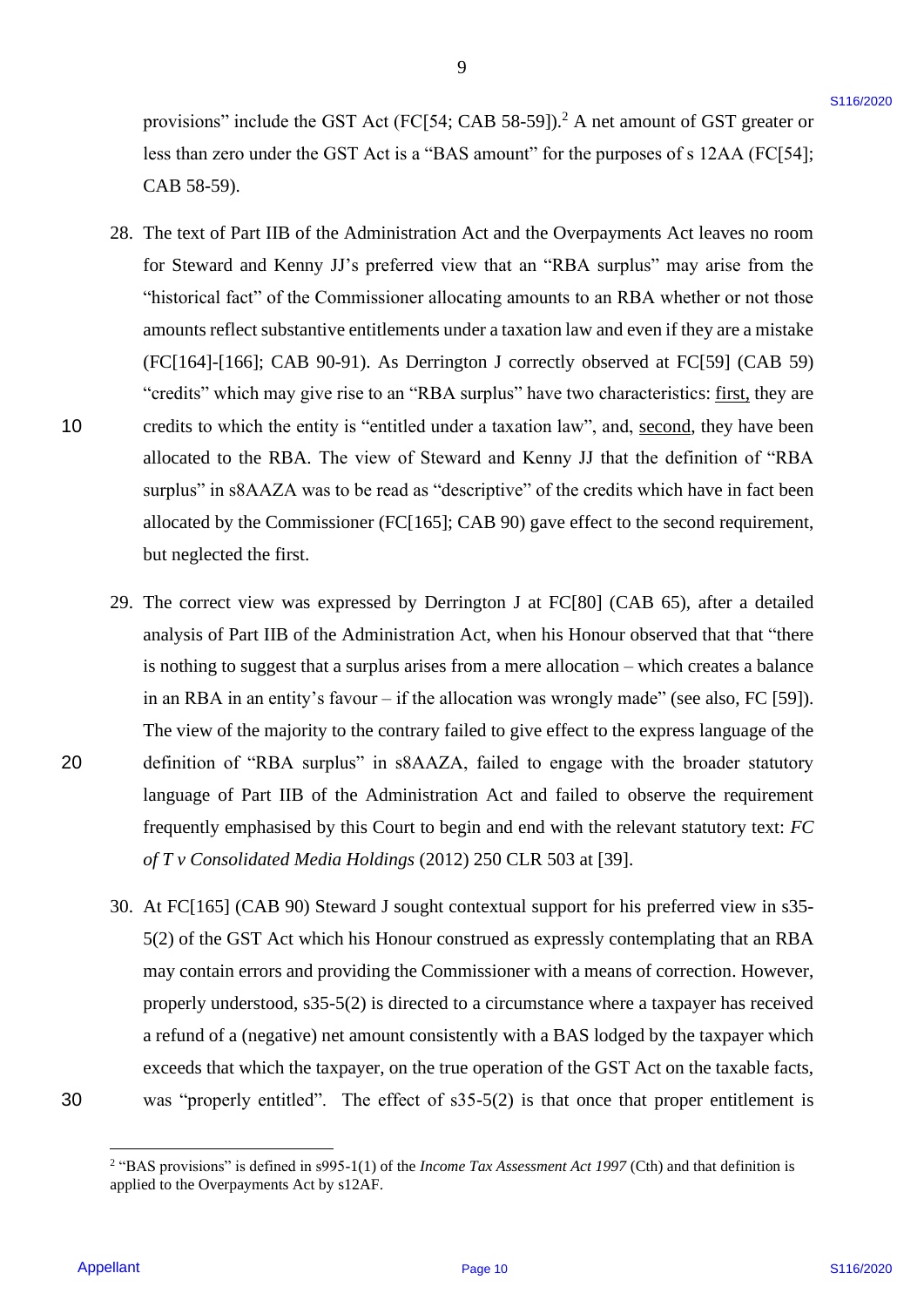provisions" include the GST Act (FC[54; CAB 58-59]).[2] A net amount of GST greater or less than zero under the GST Act is a "BAS amount" for the purposes of s 12AA (FC[54]; CAB 58-59).

28. The text of Part IIB of the Administration Act and the Overpayments Act leaves no room for Steward and Kenny JJ's preferred view that an "RBA surplus" may arise from the "historical fact" of the Commissioner allocating amounts to an RBA whether or not those amounts reflect substantive entitlements under a taxation law and even if they are a mistake (FC[164]-[166]; CAB 90-91). As Derrington J correctly observed at FC[59] (CAB 59) "credits" which may give rise to an "RBA surplus" have two characteristics: <u>first,</u> they are credits to which the entity is "entitled under a taxation law", and, <u>second</u>, they have been allocated to the RBA. The view of Steward and Kenny JJ that the definition of "RBA surplus" in s8AAZA was to be read as "descriptive" of the credits which have in fact been allocated by the Commissioner (FC[165]; CAB 90) gave effect to the second requirement, but neglected the first.

29. The correct view was expressed by Derrington J at FC[80] (CAB 65), after a detailed analysis of Part IIB of the Administration Act, when his Honour observed that that "there is nothing to suggest that a surplus arises from a mere allocation – which creates a balance in an RBA in an entity's favour – if the allocation was wrongly made" (see also, FC [59]). The view of the majority to the contrary failed to give effect to the express language of the definition of "RBA surplus" in s8AAZA, failed to engage with the broader statutory language of Part IIB of the Administration Act and failed to observe the requirement frequently emphasised by this Court to begin and end with the relevant statutory text: *FC of T v Consolidated Media Holdings* (2012) 250 CLR 503 at [39].

30. At FC[165] (CAB 90) Steward J sought contextual support for his preferred view in s35-5(2) of the GST Act which his Honour construed as expressly contemplating that an RBA may contain errors and providing the Commissioner with a means of correction. However, properly understood, s35-5(2) is directed to a circumstance where a taxpayer has received a refund of a (negative) net amount consistently with a BAS lodged by the taxpayer which exceeds that which the taxpayer, on the true operation of the GST Act on the taxable facts, was "properly entitled". The effect of s35-5(2) is that once that proper entitlement is

---

[2] "BAS provisions" is defined in s995-1(1) of the *Income Tax Assessment Act 1997* (Cth) and that definition is applied to the Overpayments Act by s12AF.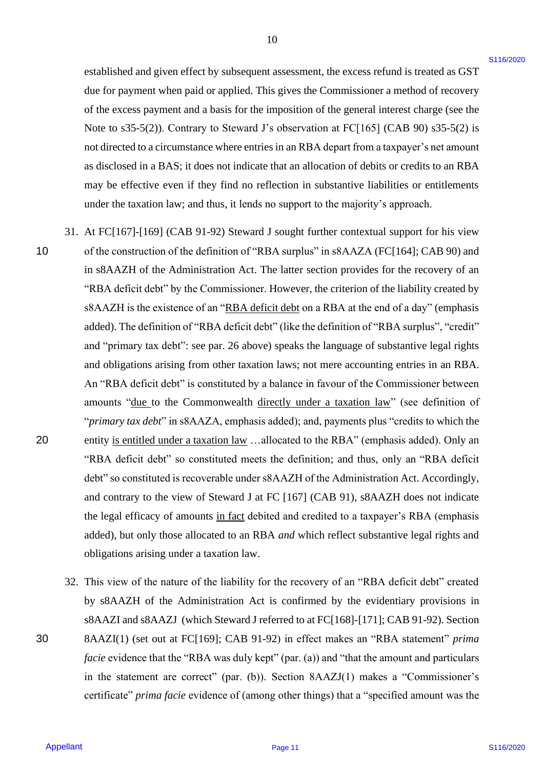established and given effect by subsequent assessment, the excess refund is treated as GST due for payment when paid or applied. This gives the Commissioner a method of recovery of the excess payment and a basis for the imposition of the general interest charge (see the Note to s35-5(2)). Contrary to Steward J's observation at FC[165] (CAB 90) s35-5(2) is not directed to a circumstance where entries in an RBA depart from a taxpayer's net amount as disclosed in a BAS; it does not indicate that an allocation of debits or credits to an RBA may be effective even if they find no reflection in substantive liabilities or entitlements under the taxation law; and thus, it lends no support to the majority's approach.

31. At FC[167]-[169] (CAB 91-92) Steward J sought further contextual support for his view of the construction of the definition of "RBA surplus" in s8AAZA (FC[164]; CAB 90) and in s8AAZH of the Administration Act. The latter section provides for the recovery of an "RBA deficit debt" by the Commissioner. However, the criterion of the liability created by s8AAZH is the existence of an "<u>RBA deficit debt</u> on a RBA at the end of a day" (emphasis added). The definition of "RBA deficit debt" (like the definition of "RBA surplus", "credit" and "primary tax debt": see par. 26 above) speaks the language of substantive legal rights and obligations arising from other taxation laws; not mere accounting entries in an RBA. An "RBA deficit debt" is constituted by a balance in favour of the Commissioner between amounts "<u>due</u> to the Commonwealth <u>directly under a taxation law</u>" (see definition of "*primary tax debt*" in s8AAZA, emphasis added); and, payments plus "credits to which the entity <u>is entitled under a taxation law</u> …allocated to the RBA" (emphasis added). Only an "RBA deficit debt" so constituted meets the definition; and thus, only an "RBA deficit debt" so constituted is recoverable under s8AAZH of the Administration Act. Accordingly, and contrary to the view of Steward J at FC [167] (CAB 91), s8AAZH does not indicate the legal efficacy of amounts <u>in fact</u> debited and credited to a taxpayer's RBA (emphasis added), but only those allocated to an RBA *and* which reflect substantive legal rights and obligations arising under a taxation law.

32. This view of the nature of the liability for the recovery of an "RBA deficit debt" created by s8AAZH of the Administration Act is confirmed by the evidentiary provisions in s8AAZI and s8AAZJ (which Steward J referred to at FC[168]-[171]; CAB 91-92). Section 8AAZI(1) (set out at FC[169]; CAB 91-92) in effect makes an "RBA statement" *prima facie* evidence that the "RBA was duly kept" (par. (a)) and "that the amount and particulars in the statement are correct" (par. (b)). Section 8AAZJ(1) makes a "Commissioner's certificate" *prima facie* evidence of (among other things) that a "specified amount was the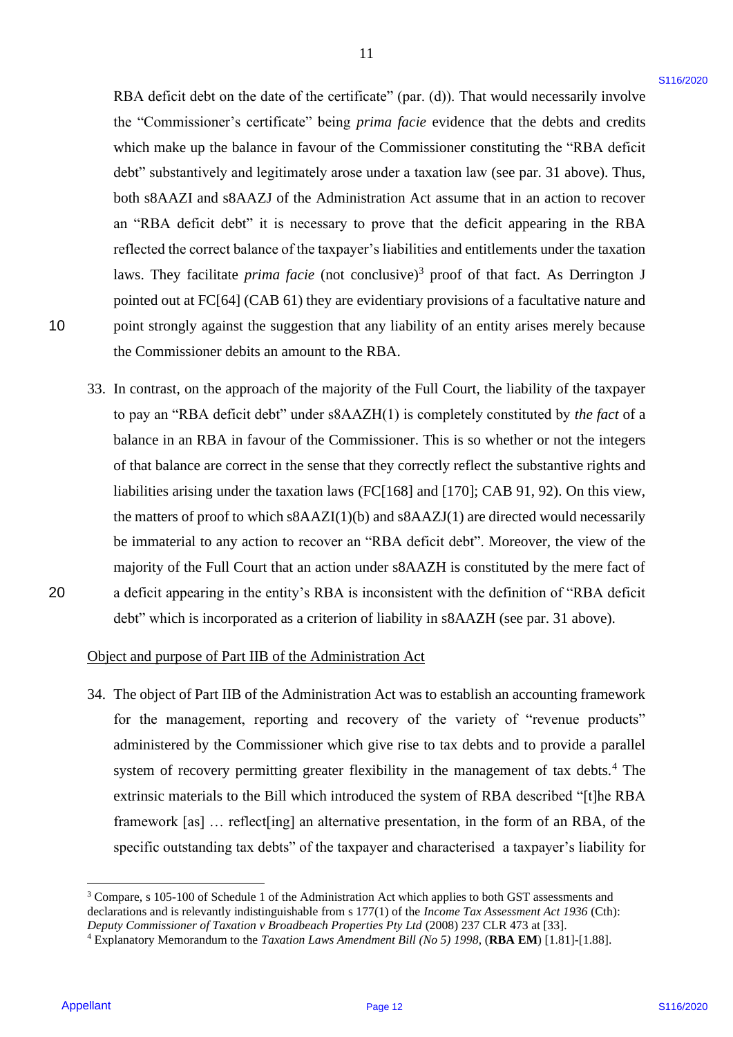RBA deficit debt on the date of the certificate" (par. (d)). That would necessarily involve the "Commissioner's certificate" being *prima facie* evidence that the debts and credits which make up the balance in favour of the Commissioner constituting the "RBA deficit debt" substantively and legitimately arose under a taxation law (see par. 31 above). Thus, both s8AAZI and s8AAZJ of the Administration Act assume that in an action to recover an "RBA deficit debt" it is necessary to prove that the deficit appearing in the RBA reflected the correct balance of the taxpayer's liabilities and entitlements under the taxation laws. They facilitate *prima facie* (not conclusive)[3] proof of that fact. As Derrington J pointed out at FC[64] (CAB 61) they are evidentiary provisions of a facultative nature and point strongly against the suggestion that any liability of an entity arises merely because the Commissioner debits an amount to the RBA.

33. In contrast, on the approach of the majority of the Full Court, the liability of the taxpayer to pay an "RBA deficit debt" under s8AAZH(1) is completely constituted by *the fact* of a balance in an RBA in favour of the Commissioner. This is so whether or not the integers of that balance are correct in the sense that they correctly reflect the substantive rights and liabilities arising under the taxation laws (FC[168] and [170]; CAB 91, 92). On this view, the matters of proof to which s8AAZI(1)(b) and s8AAZJ(1) are directed would necessarily be immaterial to any action to recover an "RBA deficit debt". Moreover, the view of the majority of the Full Court that an action under s8AAZH is constituted by the mere fact of a deficit appearing in the entity's RBA is inconsistent with the definition of "RBA deficit debt" which is incorporated as a criterion of liability in s8AAZH (see par. 31 above).

<u>Object and purpose of Part IIB of the Administration Act</u>

34. The object of Part IIB of the Administration Act was to establish an accounting framework for the management, reporting and recovery of the variety of "revenue products" administered by the Commissioner which give rise to tax debts and to provide a parallel system of recovery permitting greater flexibility in the management of tax debts.[4] The extrinsic materials to the Bill which introduced the system of RBA described "[t]he RBA framework [as] … reflect[ing] an alternative presentation, in the form of an RBA, of the specific outstanding tax debts" of the taxpayer and characterised a taxpayer's liability for

---

[3] Compare, s 105-100 of Schedule 1 of the Administration Act which applies to both GST assessments and declarations and is relevantly indistinguishable from s 177(1) of the *Income Tax Assessment Act 1936* (Cth): *Deputy Commissioner of Taxation v Broadbeach Properties Pty Ltd* (2008) 237 CLR 473 at [33].

[4] Explanatory Memorandum to the *Taxation Laws Amendment Bill (No 5) 1998*, (**RBA EM**) [1.81]-[1.88].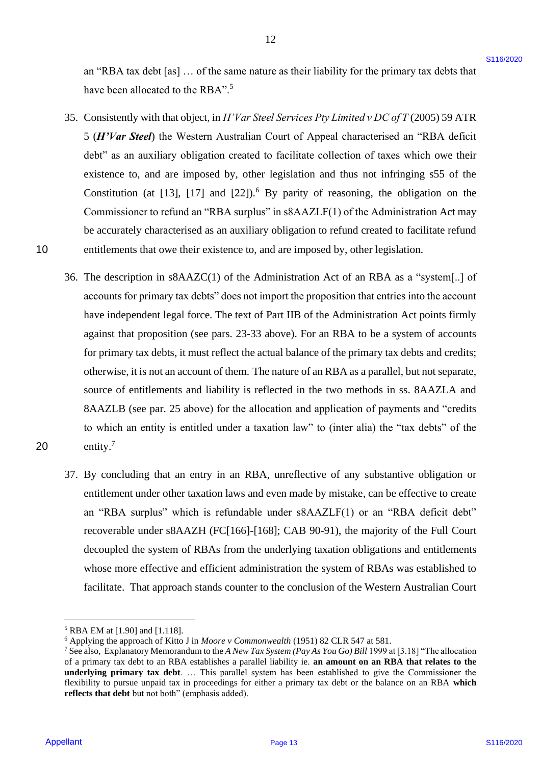an "RBA tax debt [as] … of the same nature as their liability for the primary tax debts that have been allocated to the RBA".[5]

35. Consistently with that object, in *H'Var Steel Services Pty Limited v DC of T* (2005) 59 ATR 5 (***H'Var Steel***) the Western Australian Court of Appeal characterised an "RBA deficit debt" as an auxiliary obligation created to facilitate collection of taxes which owe their existence to, and are imposed by, other legislation and thus not infringing s55 of the Constitution (at [13], [17] and [22]).[6] By parity of reasoning, the obligation on the Commissioner to refund an "RBA surplus" in s8AAZLF(1) of the Administration Act may be accurately characterised as an auxiliary obligation to refund created to facilitate refund entitlements that owe their existence to, and are imposed by, other legislation.

36. The description in s8AAZC(1) of the Administration Act of an RBA as a "system[..] of accounts for primary tax debts" does not import the proposition that entries into the account have independent legal force. The text of Part IIB of the Administration Act points firmly against that proposition (see pars. 23-33 above). For an RBA to be a system of accounts for primary tax debts, it must reflect the actual balance of the primary tax debts and credits; otherwise, it is not an account of them. The nature of an RBA as a parallel, but not separate, source of entitlements and liability is reflected in the two methods in ss. 8AAZLA and 8AAZLB (see par. 25 above) for the allocation and application of payments and "credits to which an entity is entitled under a taxation law" to (inter alia) the "tax debts" of the entity.[7]

37. By concluding that an entry in an RBA, unreflective of any substantive obligation or entitlement under other taxation laws and even made by mistake, can be effective to create an "RBA surplus" which is refundable under s8AAZLF(1) or an "RBA deficit debt" recoverable under s8AAZH (FC[166]-[168]; CAB 90-91), the majority of the Full Court decoupled the system of RBAs from the underlying taxation obligations and entitlements whose more effective and efficient administration the system of RBAs was established to facilitate. That approach stands counter to the conclusion of the Western Australian Court

---

[5] RBA EM at [1.90] and [1.118].

[6] Applying the approach of Kitto J in *Moore v Commonwealth* (1951) 82 CLR 547 at 581.

[7] See also, Explanatory Memorandum to the *A New Tax System (Pay As You Go) Bill* 1999 at [3.18] "The allocation of a primary tax debt to an RBA establishes a parallel liability ie. **an amount on an RBA that relates to the underlying primary tax debt**. … This parallel system has been established to give the Commissioner the flexibility to pursue unpaid tax in proceedings for either a primary tax debt or the balance on an RBA **which reflects that debt** but not both" (emphasis added).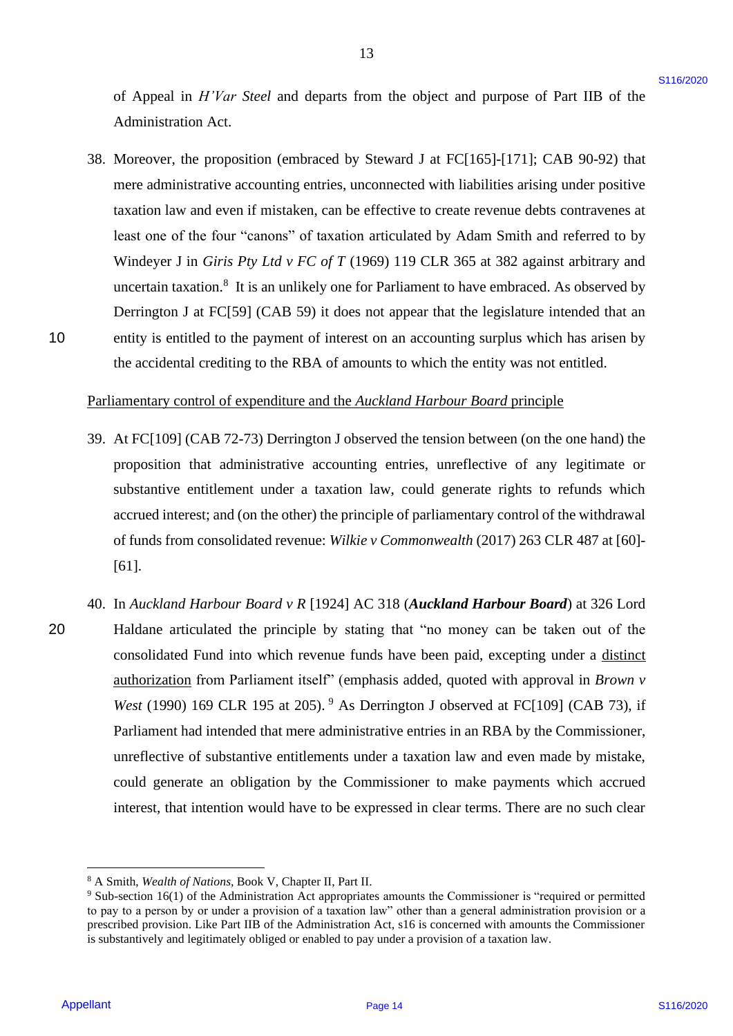of Appeal in *H'Var Steel* and departs from the object and purpose of Part IIB of the Administration Act.

38. Moreover, the proposition (embraced by Steward J at FC[165]-[171]; CAB 90-92) that mere administrative accounting entries, unconnected with liabilities arising under positive taxation law and even if mistaken, can be effective to create revenue debts contravenes at least one of the four "canons" of taxation articulated by Adam Smith and referred to by Windeyer J in *Giris Pty Ltd v FC of T* (1969) 119 CLR 365 at 382 against arbitrary and uncertain taxation.[8] It is an unlikely one for Parliament to have embraced. As observed by Derrington J at FC[59] (CAB 59) it does not appear that the legislature intended that an entity is entitled to the payment of interest on an accounting surplus which has arisen by the accidental crediting to the RBA of amounts to which the entity was not entitled.

<u>Parliamentary control of expenditure and the *Auckland Harbour Board* principle</u>

39. At FC[109] (CAB 72-73) Derrington J observed the tension between (on the one hand) the proposition that administrative accounting entries, unreflective of any legitimate or substantive entitlement under a taxation law, could generate rights to refunds which accrued interest; and (on the other) the principle of parliamentary control of the withdrawal of funds from consolidated revenue: *Wilkie v Commonwealth* (2017) 263 CLR 487 at [60]-[61].

40. In *Auckland Harbour Board v R* [1924] AC 318 (***Auckland Harbour Board***) at 326 Lord Haldane articulated the principle by stating that "no money can be taken out of the consolidated Fund into which revenue funds have been paid, excepting under a <u>distinct authorization</u> from Parliament itself" (emphasis added, quoted with approval in *Brown v West* (1990) 169 CLR 195 at 205).[9] As Derrington J observed at FC[109] (CAB 73), if Parliament had intended that mere administrative entries in an RBA by the Commissioner, unreflective of substantive entitlements under a taxation law and even made by mistake, could generate an obligation by the Commissioner to make payments which accrued interest, that intention would have to be expressed in clear terms. There are no such clear

---

[8] A Smith, *Wealth of Nations*, Book V, Chapter II, Part II.

[9] Sub-section 16(1) of the Administration Act appropriates amounts the Commissioner is "required or permitted to pay to a person by or under a provision of a taxation law" other than a general administration provision or a prescribed provision. Like Part IIB of the Administration Act, s16 is concerned with amounts the Commissioner is substantively and legitimately obliged or enabled to pay under a provision of a taxation law.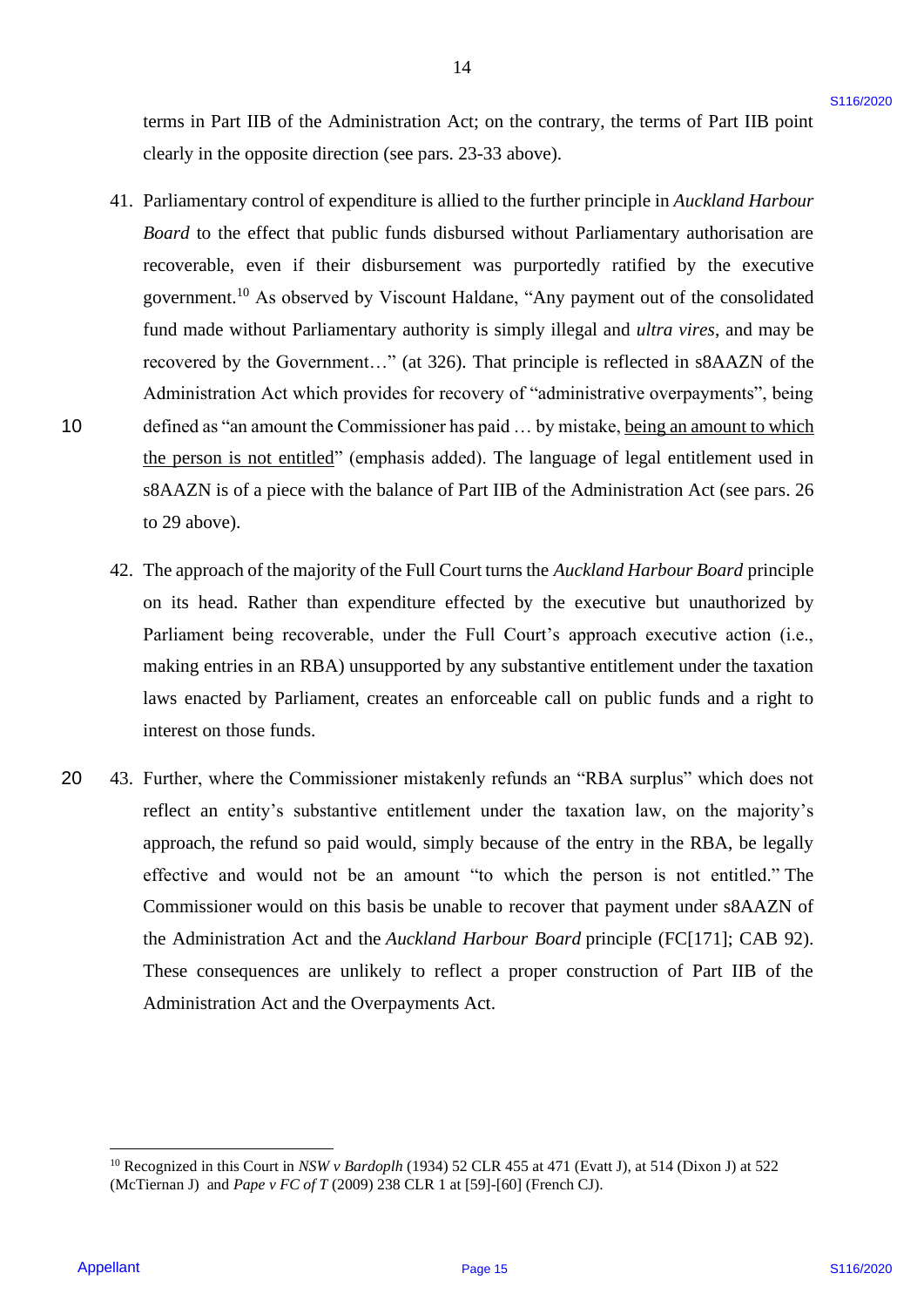terms in Part IIB of the Administration Act; on the contrary, the terms of Part IIB point clearly in the opposite direction (see pars. 23-33 above).

41. Parliamentary control of expenditure is allied to the further principle in *Auckland Harbour Board* to the effect that public funds disbursed without Parliamentary authorisation are recoverable, even if their disbursement was purportedly ratified by the executive government.[10] As observed by Viscount Haldane, "Any payment out of the consolidated fund made without Parliamentary authority is simply illegal and *ultra vires*, and may be recovered by the Government…" (at 326). That principle is reflected in s8AAZN of the Administration Act which provides for recovery of "administrative overpayments", being defined as "an amount the Commissioner has paid … by mistake, <u>being an amount to which the person is not entitled</u>" (emphasis added). The language of legal entitlement used in s8AAZN is of a piece with the balance of Part IIB of the Administration Act (see pars. 26 to 29 above).

42. The approach of the majority of the Full Court turns the *Auckland Harbour Board* principle on its head. Rather than expenditure effected by the executive but unauthorized by Parliament being recoverable, under the Full Court's approach executive action (i.e., making entries in an RBA) unsupported by any substantive entitlement under the taxation laws enacted by Parliament, creates an enforceable call on public funds and a right to interest on those funds.

43. Further, where the Commissioner mistakenly refunds an "RBA surplus" which does not reflect an entity's substantive entitlement under the taxation law, on the majority's approach, the refund so paid would, simply because of the entry in the RBA, be legally effective and would not be an amount "to which the person is not entitled." The Commissioner would on this basis be unable to recover that payment under s8AAZN of the Administration Act and the *Auckland Harbour Board* principle (FC[171]; CAB 92). These consequences are unlikely to reflect a proper construction of Part IIB of the Administration Act and the Overpayments Act.

---

[10] Recognized in this Court in *NSW v Bardoplh* (1934) 52 CLR 455 at 471 (Evatt J), at 514 (Dixon J) at 522 (McTiernan J) and *Pape v FC of T* (2009) 238 CLR 1 at [59]-[60] (French CJ).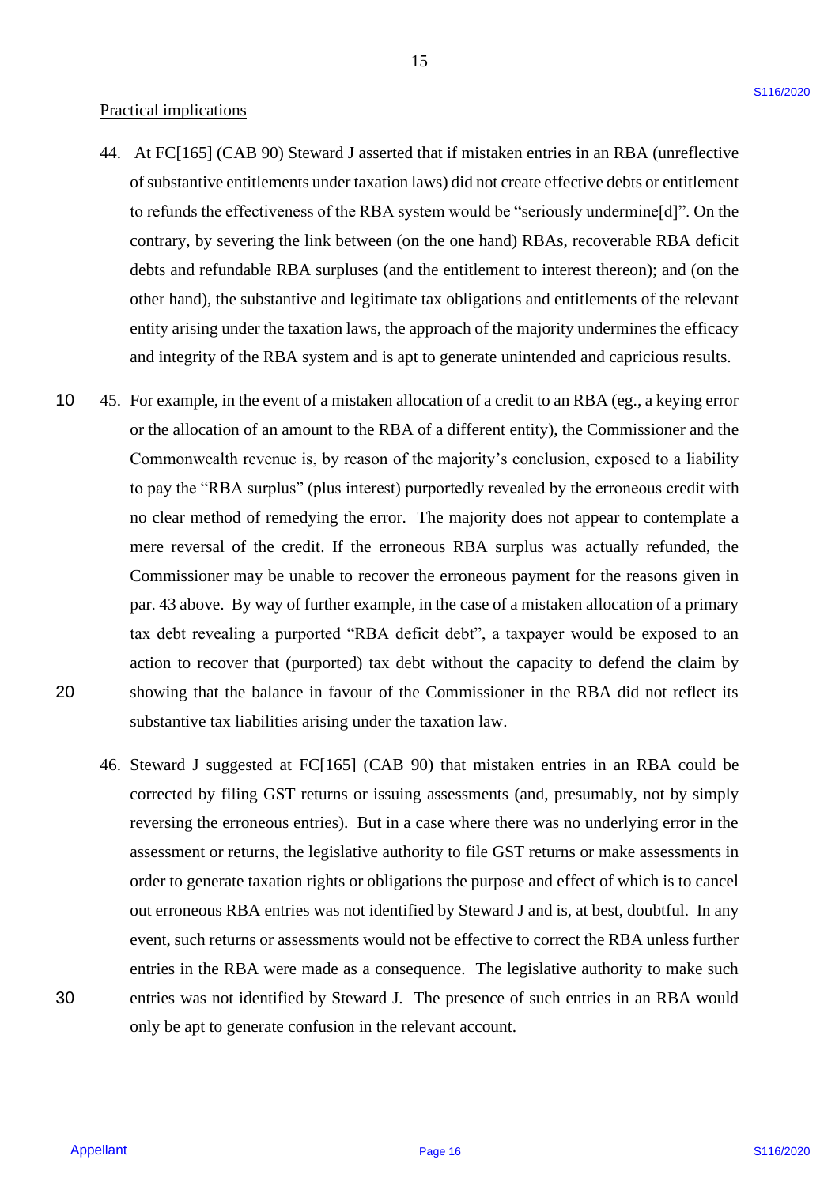## Practical implications

44. At FC[165] (CAB 90) Steward J asserted that if mistaken entries in an RBA (unreflective of substantive entitlements under taxation laws) did not create effective debts or entitlement to refunds the effectiveness of the RBA system would be "seriously undermine[d]". On the contrary, by severing the link between (on the one hand) RBAs, recoverable RBA deficit debts and refundable RBA surpluses (and the entitlement to interest thereon); and (on the other hand), the substantive and legitimate tax obligations and entitlements of the relevant entity arising under the taxation laws, the approach of the majority undermines the efficacy and integrity of the RBA system and is apt to generate unintended and capricious results.

45. For example, in the event of a mistaken allocation of a credit to an RBA (eg., a keying error or the allocation of an amount to the RBA of a different entity), the Commissioner and the Commonwealth revenue is, by reason of the majority's conclusion, exposed to a liability to pay the "RBA surplus" (plus interest) purportedly revealed by the erroneous credit with no clear method of remedying the error. The majority does not appear to contemplate a mere reversal of the credit. If the erroneous RBA surplus was actually refunded, the Commissioner may be unable to recover the erroneous payment for the reasons given in par. 43 above. By way of further example, in the case of a mistaken allocation of a primary tax debt revealing a purported "RBA deficit debt", a taxpayer would be exposed to an action to recover that (purported) tax debt without the capacity to defend the claim by showing that the balance in favour of the Commissioner in the RBA did not reflect its substantive tax liabilities arising under the taxation law.

46. Steward J suggested at FC[165] (CAB 90) that mistaken entries in an RBA could be corrected by filing GST returns or issuing assessments (and, presumably, not by simply reversing the erroneous entries). But in a case where there was no underlying error in the assessment or returns, the legislative authority to file GST returns or make assessments in order to generate taxation rights or obligations the purpose and effect of which is to cancel out erroneous RBA entries was not identified by Steward J and is, at best, doubtful. In any event, such returns or assessments would not be effective to correct the RBA unless further entries in the RBA were made as a consequence. The legislative authority to make such entries was not identified by Steward J. The presence of such entries in an RBA would only be apt to generate confusion in the relevant account.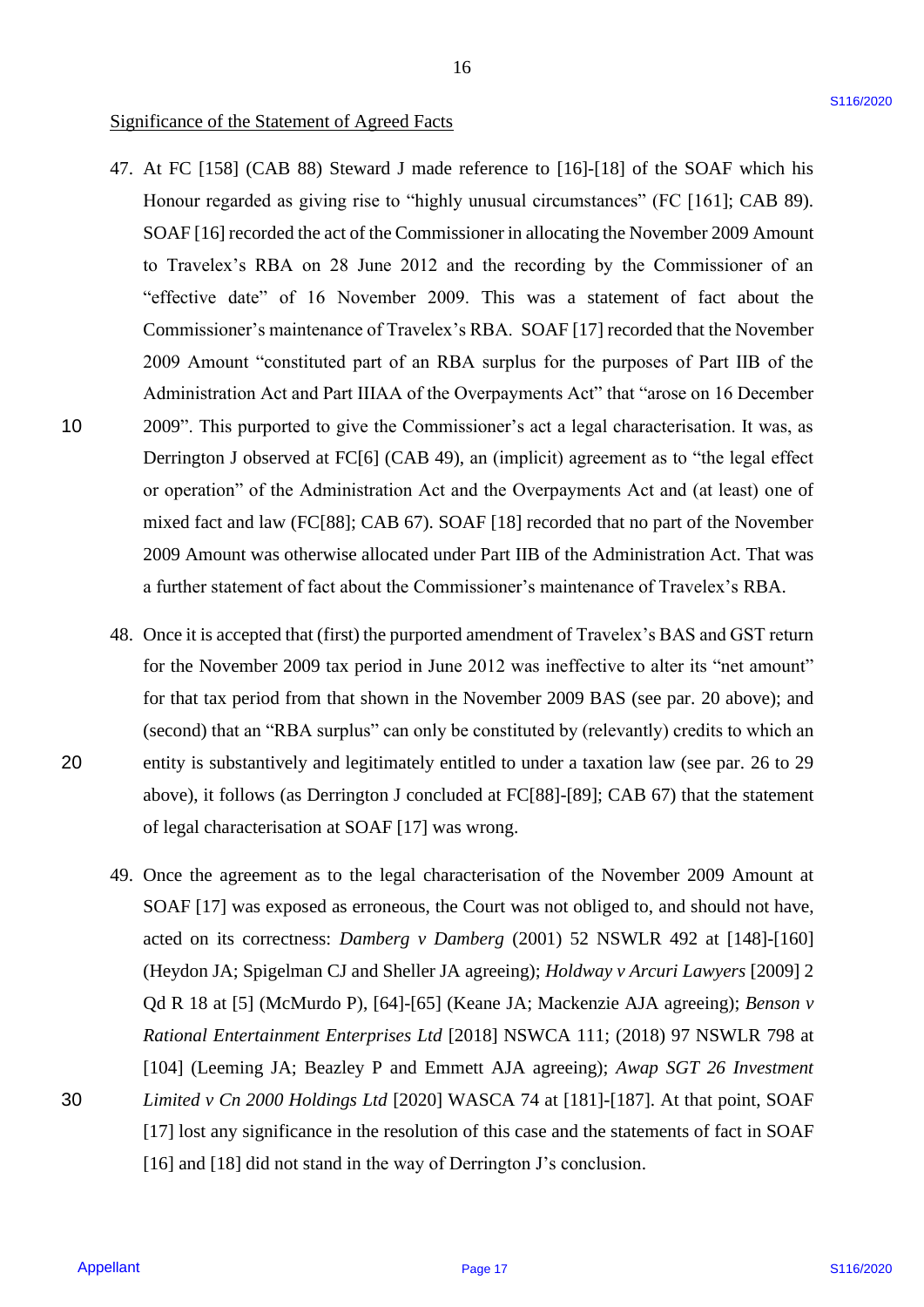## Significance of the Statement of Agreed Facts

47. At FC [158] (CAB 88) Steward J made reference to [16]-[18] of the SOAF which his Honour regarded as giving rise to "highly unusual circumstances" (FC [161]; CAB 89). SOAF [16] recorded the act of the Commissioner in allocating the November 2009 Amount to Travelex's RBA on 28 June 2012 and the recording by the Commissioner of an "effective date" of 16 November 2009. This was a statement of fact about the Commissioner's maintenance of Travelex's RBA. SOAF [17] recorded that the November 2009 Amount "constituted part of an RBA surplus for the purposes of Part IIB of the Administration Act and Part IIIAA of the Overpayments Act" that "arose on 16 December 2009". This purported to give the Commissioner's act a legal characterisation. It was, as Derrington J observed at FC[6] (CAB 49), an (implicit) agreement as to "the legal effect or operation" of the Administration Act and the Overpayments Act and (at least) one of mixed fact and law (FC[88]; CAB 67). SOAF [18] recorded that no part of the November 2009 Amount was otherwise allocated under Part IIB of the Administration Act. That was a further statement of fact about the Commissioner's maintenance of Travelex's RBA.

48. Once it is accepted that (first) the purported amendment of Travelex's BAS and GST return for the November 2009 tax period in June 2012 was ineffective to alter its "net amount" for that tax period from that shown in the November 2009 BAS (see par. 20 above); and (second) that an "RBA surplus" can only be constituted by (relevantly) credits to which an entity is substantively and legitimately entitled to under a taxation law (see par. 26 to 29 above), it follows (as Derrington J concluded at FC[88]-[89]; CAB 67) that the statement of legal characterisation at SOAF [17] was wrong.

49. Once the agreement as to the legal characterisation of the November 2009 Amount at SOAF [17] was exposed as erroneous, the Court was not obliged to, and should not have, acted on its correctness: *Damberg v Damberg* (2001) 52 NSWLR 492 at [148]-[160] (Heydon JA; Spigelman CJ and Sheller JA agreeing); *Holdway v Arcuri Lawyers* [2009] 2 Qd R 18 at [5] (McMurdo P), [64]-[65] (Keane JA; Mackenzie AJA agreeing); *Benson v Rational Entertainment Enterprises Ltd* [2018] NSWCA 111; (2018) 97 NSWLR 798 at [104] (Leeming JA; Beazley P and Emmett AJA agreeing); *Awap SGT 26 Investment Limited v Cn 2000 Holdings Ltd* [2020] WASCA 74 at [181]-[187]. At that point, SOAF [17] lost any significance in the resolution of this case and the statements of fact in SOAF [16] and [18] did not stand in the way of Derrington J's conclusion.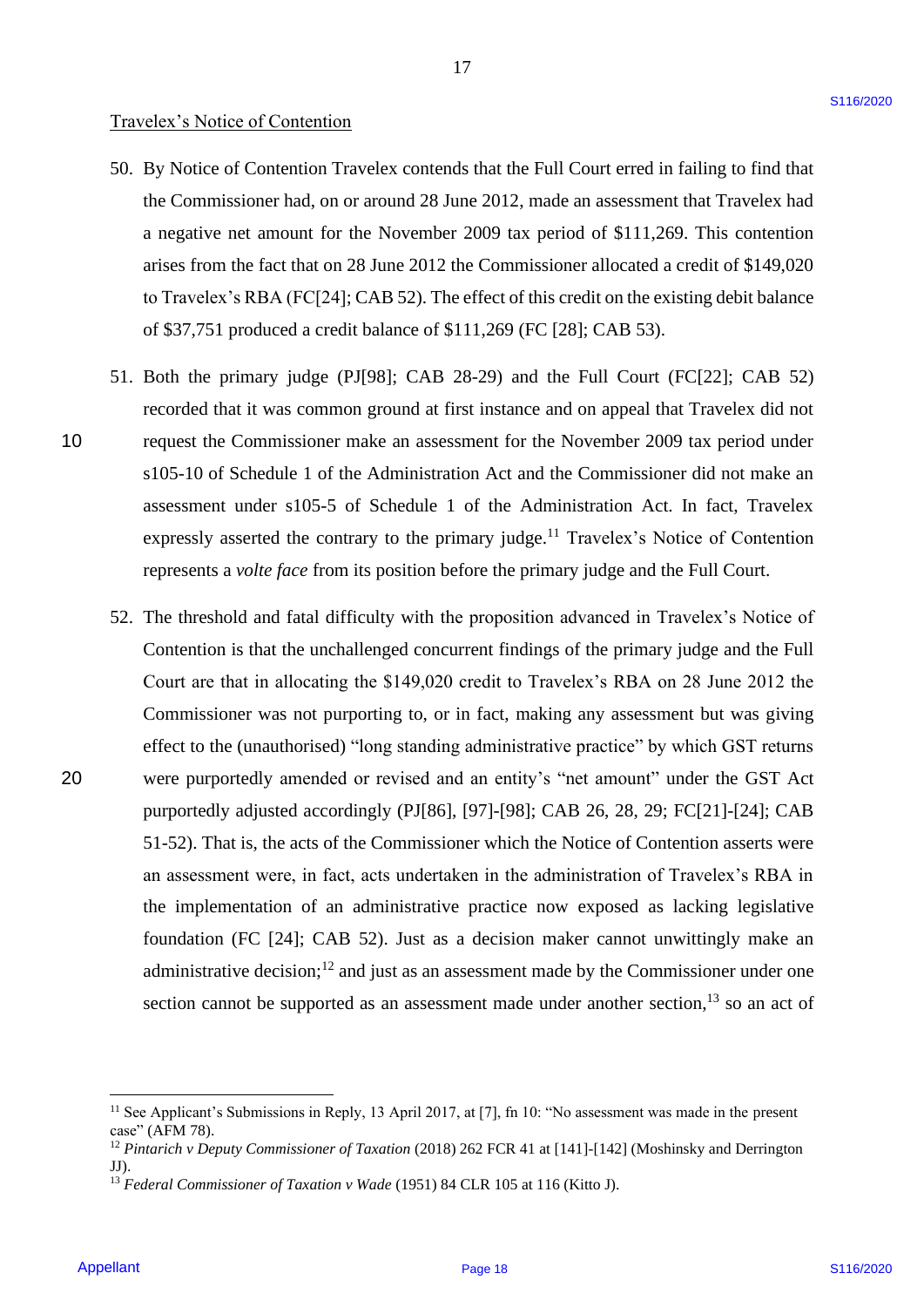Travelex's Notice of Contention

50. By Notice of Contention Travelex contends that the Full Court erred in failing to find that the Commissioner had, on or around 28 June 2012, made an assessment that Travelex had a negative net amount for the November 2009 tax period of $111,269. This contention arises from the fact that on 28 June 2012 the Commissioner allocated a credit of $149,020 to Travelex's RBA (FC[24]; CAB 52). The effect of this credit on the existing debit balance of $37,751 produced a credit balance of $111,269 (FC [28]; CAB 53).

51. Both the primary judge (PJ[98]; CAB 28-29) and the Full Court (FC[22]; CAB 52) recorded that it was common ground at first instance and on appeal that Travelex did not request the Commissioner make an assessment for the November 2009 tax period under s105-10 of Schedule 1 of the Administration Act and the Commissioner did not make an assessment under s105-5 of Schedule 1 of the Administration Act. In fact, Travelex expressly asserted the contrary to the primary judge.[11] Travelex's Notice of Contention represents a *volte face* from its position before the primary judge and the Full Court.

52. The threshold and fatal difficulty with the proposition advanced in Travelex's Notice of Contention is that the unchallenged concurrent findings of the primary judge and the Full Court are that in allocating the $149,020 credit to Travelex's RBA on 28 June 2012 the Commissioner was not purporting to, or in fact, making any assessment but was giving effect to the (unauthorised) "long standing administrative practice" by which GST returns were purportedly amended or revised and an entity's "net amount" under the GST Act purportedly adjusted accordingly (PJ[86], [97]-[98]; CAB 26, 28, 29; FC[21]-[24]; CAB 51-52). That is, the acts of the Commissioner which the Notice of Contention asserts were an assessment were, in fact, acts undertaken in the administration of Travelex's RBA in the implementation of an administrative practice now exposed as lacking legislative foundation (FC [24]; CAB 52). Just as a decision maker cannot unwittingly make an administrative decision;[12] and just as an assessment made by the Commissioner under one section cannot be supported as an assessment made under another section,[13] so an act of

---

[11] See Applicant's Submissions in Reply, 13 April 2017, at [7], fn 10: "No assessment was made in the present case" (AFM 78).

[12] *Pintarich v Deputy Commissioner of Taxation* (2018) 262 FCR 41 at [141]-[142] (Moshinsky and Derrington JJ).

[13] *Federal Commissioner of Taxation v Wade* (1951) 84 CLR 105 at 116 (Kitto J).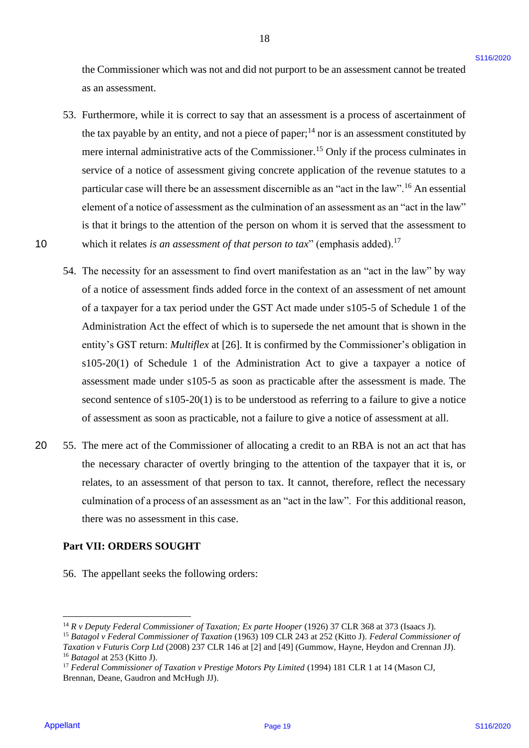the Commissioner which was not and did not purport to be an assessment cannot be treated as an assessment.

53. Furthermore, while it is correct to say that an assessment is a process of ascertainment of the tax payable by an entity, and not a piece of paper;[14] nor is an assessment constituted by mere internal administrative acts of the Commissioner.[15] Only if the process culminates in service of a notice of assessment giving concrete application of the revenue statutes to a particular case will there be an assessment discernible as an "act in the law".[16] An essential element of a notice of assessment as the culmination of an assessment as an "act in the law" is that it brings to the attention of the person on whom it is served that the assessment to which it relates *is an assessment of that person to tax*" (emphasis added).[17]

54. The necessity for an assessment to find overt manifestation as an "act in the law" by way of a notice of assessment finds added force in the context of an assessment of net amount of a taxpayer for a tax period under the GST Act made under s105-5 of Schedule 1 of the Administration Act the effect of which is to supersede the net amount that is shown in the entity's GST return: *Multiflex* at [26]. It is confirmed by the Commissioner's obligation in s105-20(1) of Schedule 1 of the Administration Act to give a taxpayer a notice of assessment made under s105-5 as soon as practicable after the assessment is made. The second sentence of s105-20(1) is to be understood as referring to a failure to give a notice of assessment as soon as practicable, not a failure to give a notice of assessment at all.

55. The mere act of the Commissioner of allocating a credit to an RBA is not an act that has the necessary character of overtly bringing to the attention of the taxpayer that it is, or relates, to an assessment of that person to tax. It cannot, therefore, reflect the necessary culmination of a process of an assessment as an "act in the law". For this additional reason, there was no assessment in this case.

## Part VII: ORDERS SOUGHT

56. The appellant seeks the following orders:

---

[14] *R v Deputy Federal Commissioner of Taxation; Ex parte Hooper* (1926) 37 CLR 368 at 373 (Isaacs J).

[15] *Batagol v Federal Commissioner of Taxation* (1963) 109 CLR 243 at 252 (Kitto J). *Federal Commissioner of Taxation v Futuris Corp Ltd* (2008) 237 CLR 146 at [2] and [49] (Gummow, Hayne, Heydon and Crennan JJ).

[16] *Batagol* at 253 (Kitto J).

[17] *Federal Commissioner of Taxation v Prestige Motors Pty Limited* (1994) 181 CLR 1 at 14 (Mason CJ, Brennan, Deane, Gaudron and McHugh JJ).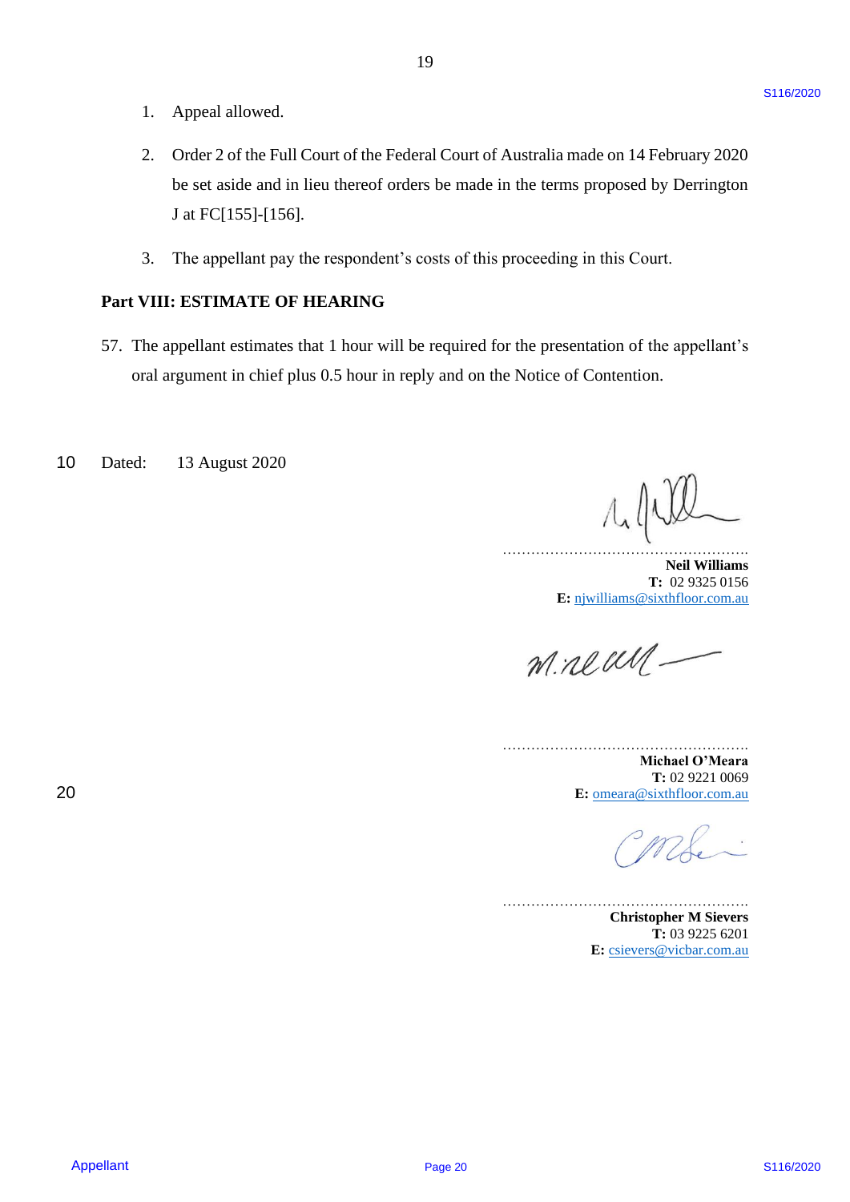1. Appeal allowed.

2. Order 2 of the Full Court of the Federal Court of Australia made on 14 February 2020 be set aside and in lieu thereof orders be made in the terms proposed by Derrington J at FC[155]-[156].

3. The appellant pay the respondent's costs of this proceeding in this Court.

**Part VIII: ESTIMATE OF HEARING**

57. The appellant estimates that 1 hour will be required for the presentation of the appellant's oral argument in chief plus 0.5 hour in reply and on the Notice of Contention.

Dated: 13 August 2020

……………………………………………
**Neil Williams**
**T:** 02 9325 0156
**E:** njwilliams@sixthfloor.com.au

……………………………………………
**Michael O'Meara**
**T:** 02 9221 0069
**E:** omeara@sixthfloor.com.au

……………………………………………
**Christopher M Sievers**
**T:** 03 9225 6201
**E:** csievers@vicbar.com.au